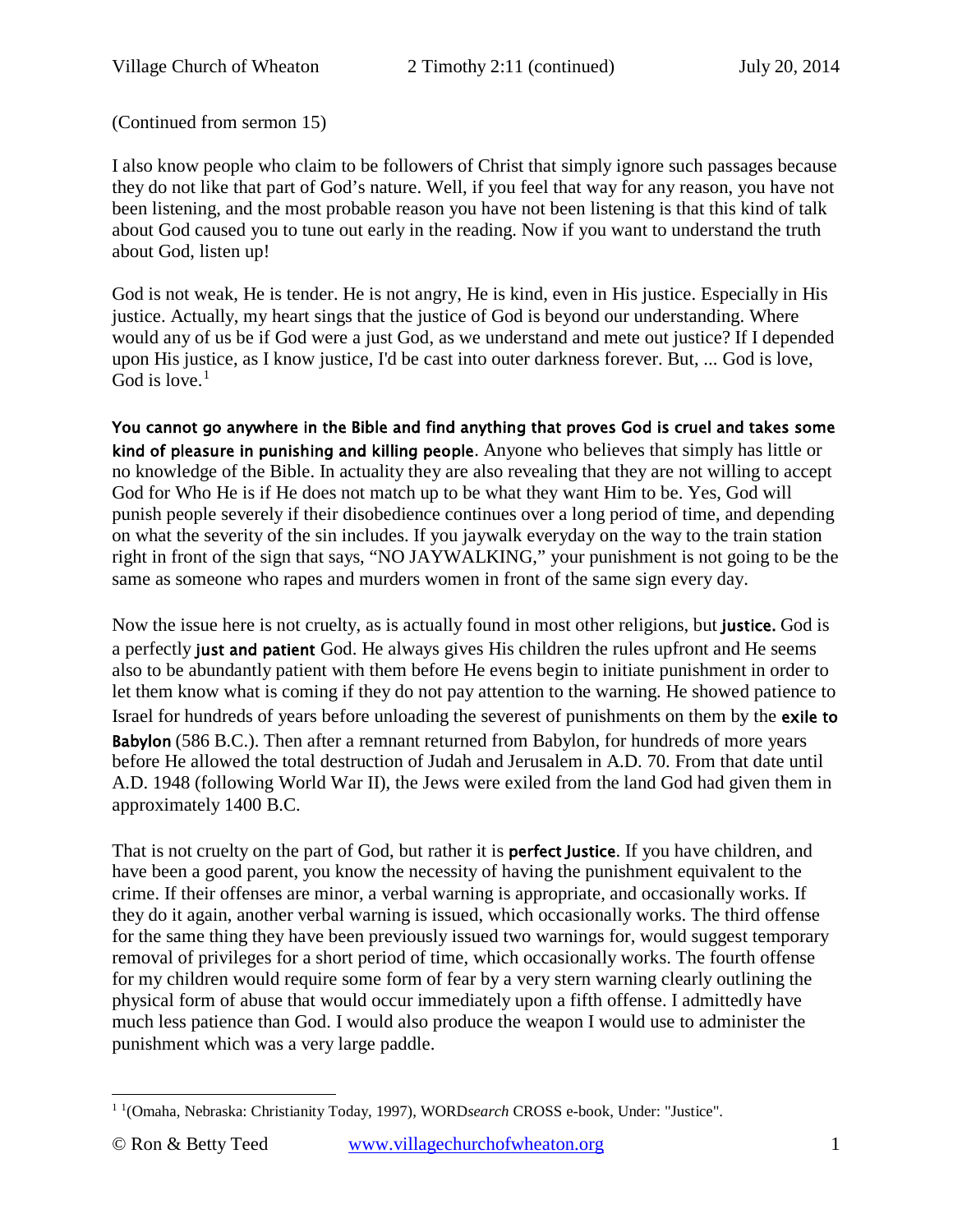(Continued from sermon 15)

I also know people who claim to be followers of Christ that simply ignore such passages because they do not like that part of God's nature. Well, if you feel that way for any reason, you have not been listening, and the most probable reason you have not been listening is that this kind of talk about God caused you to tune out early in the reading. Now if you want to understand the truth about God, listen up!

God is not weak, He is tender. He is not angry, He is kind, even in His justice. Especially in His justice. Actually, my heart sings that the justice of God is beyond our understanding. Where would any of us be if God were a just God, as we understand and mete out justice? If I depended upon His justice, as I know justice, I'd be cast into outer darkness forever. But, ... God is love, God is love.[1]

**You cannot go anywhere in the Bible and find anything that proves God is cruel and takes some kind of pleasure in punishing and killing people**. Anyone who believes that simply has little or no knowledge of the Bible. In actuality they are also revealing that they are not willing to accept God for Who He is if He does not match up to be what they want Him to be. Yes, God will punish people severely if their disobedience continues over a long period of time, and depending on what the severity of the sin includes. If you jaywalk everyday on the way to the train station right in front of the sign that says, "NO JAYWALKING," your punishment is not going to be the same as someone who rapes and murders women in front of the same sign every day.

Now the issue here is not cruelty, as is actually found in most other religions, but **justice.** God is a perfectly **just and patient** God. He always gives His children the rules upfront and He seems also to be abundantly patient with them before He evens begin to initiate punishment in order to let them know what is coming if they do not pay attention to the warning. He showed patience to Israel for hundreds of years before unloading the severest of punishments on them by the **exile to Babylon** (586 B.C.). Then after a remnant returned from Babylon, for hundreds of more years before He allowed the total destruction of Judah and Jerusalem in A.D. 70. From that date until A.D. 1948 (following World War II), the Jews were exiled from the land God had given them in approximately 1400 B.C.

That is not cruelty on the part of God, but rather it is **perfect Justice**. If you have children, and have been a good parent, you know the necessity of having the punishment equivalent to the crime. If their offenses are minor, a verbal warning is appropriate, and occasionally works. If they do it again, another verbal warning is issued, which occasionally works. The third offense for the same thing they have been previously issued two warnings for, would suggest temporary removal of privileges for a short period of time, which occasionally works. The fourth offense for my children would require some form of fear by a very stern warning clearly outlining the physical form of abuse that would occur immediately upon a fifth offense. I admittedly have much less patience than God. I would also produce the weapon I would use to administer the punishment which was a very large paddle.

---

[1] [1](Omaha, Nebraska: Christianity Today, 1997), WORD*search* CROSS e-book, Under: "Justice".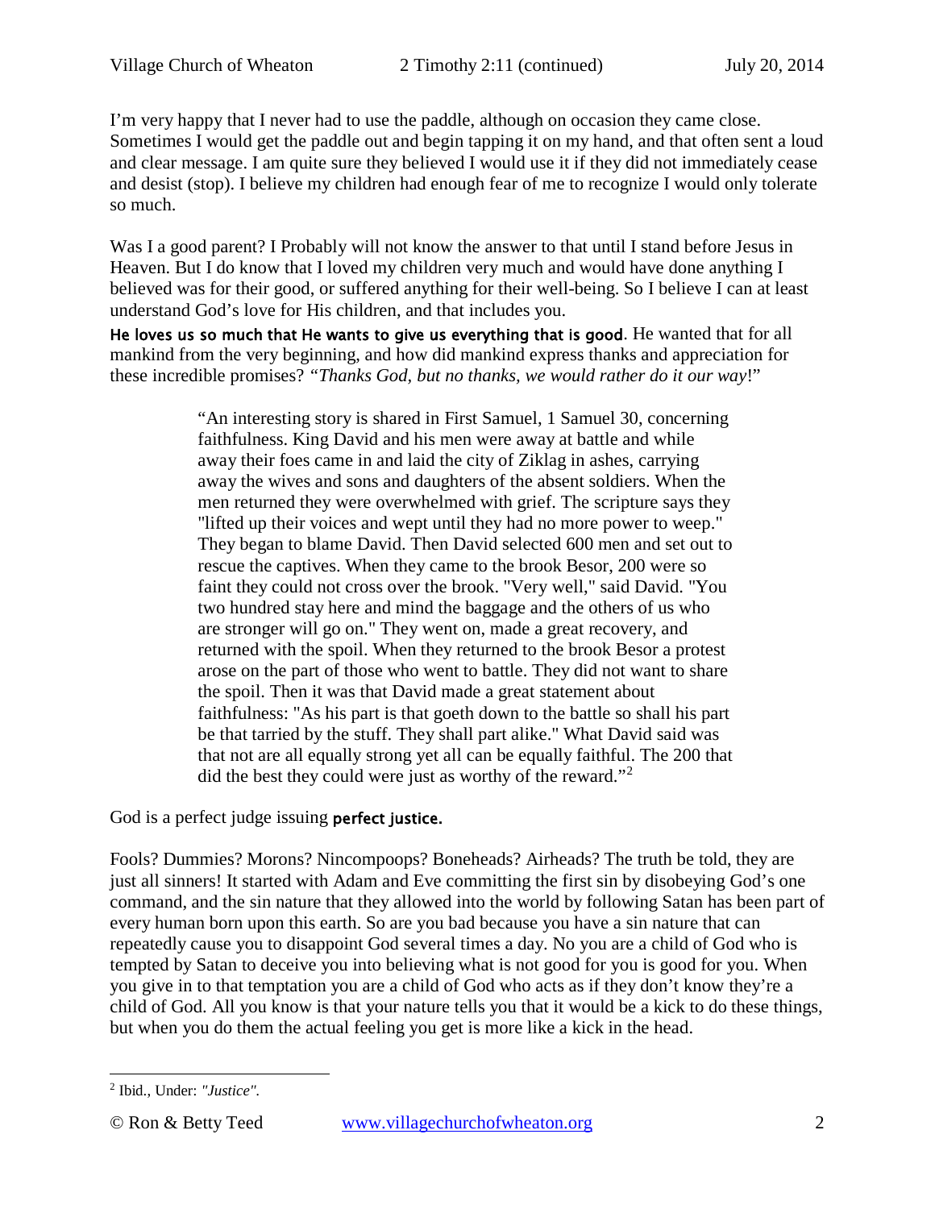I'm very happy that I never had to use the paddle, although on occasion they came close. Sometimes I would get the paddle out and begin tapping it on my hand, and that often sent a loud and clear message. I am quite sure they believed I would use it if they did not immediately cease and desist (stop). I believe my children had enough fear of me to recognize I would only tolerate so much.

Was I a good parent? I Probably will not know the answer to that until I stand before Jesus in Heaven. But I do know that I loved my children very much and would have done anything I believed was for their good, or suffered anything for their well-being. So I believe I can at least understand God's love for His children, and that includes you.

**He loves us so much that He wants to give us everything that is good**. He wanted that for all mankind from the very beginning, and how did mankind express thanks and appreciation for these incredible promises? *"Thanks God, but no thanks, we would rather do it our way*!"

> "An interesting story is shared in First Samuel, 1 Samuel 30, concerning faithfulness. King David and his men were away at battle and while away their foes came in and laid the city of Ziklag in ashes, carrying away the wives and sons and daughters of the absent soldiers. When the men returned they were overwhelmed with grief. The scripture says they "lifted up their voices and wept until they had no more power to weep." They began to blame David. Then David selected 600 men and set out to rescue the captives. When they came to the brook Besor, 200 were so faint they could not cross over the brook. "Very well," said David. "You two hundred stay here and mind the baggage and the others of us who are stronger will go on." They went on, made a great recovery, and returned with the spoil. When they returned to the brook Besor a protest arose on the part of those who went to battle. They did not want to share the spoil. Then it was that David made a great statement about faithfulness: "As his part is that goeth down to the battle so shall his part be that tarried by the stuff. They shall part alike." What David said was that not are all equally strong yet all can be equally faithful. The 200 that did the best they could were just as worthy of the reward."[2]

God is a perfect judge issuing **perfect justice.**

Fools? Dummies? Morons? Nincompoops? Boneheads? Airheads? The truth be told, they are just all sinners! It started with Adam and Eve committing the first sin by disobeying God's one command, and the sin nature that they allowed into the world by following Satan has been part of every human born upon this earth. So are you bad because you have a sin nature that can repeatedly cause you to disappoint God several times a day. No you are a child of God who is tempted by Satan to deceive you into believing what is not good for you is good for you. When you give in to that temptation you are a child of God who acts as if they don't know they're a child of God. All you know is that your nature tells you that it would be a kick to do these things, but when you do them the actual feeling you get is more like a kick in the head.

---

[2] Ibid., Under: *"Justice"*.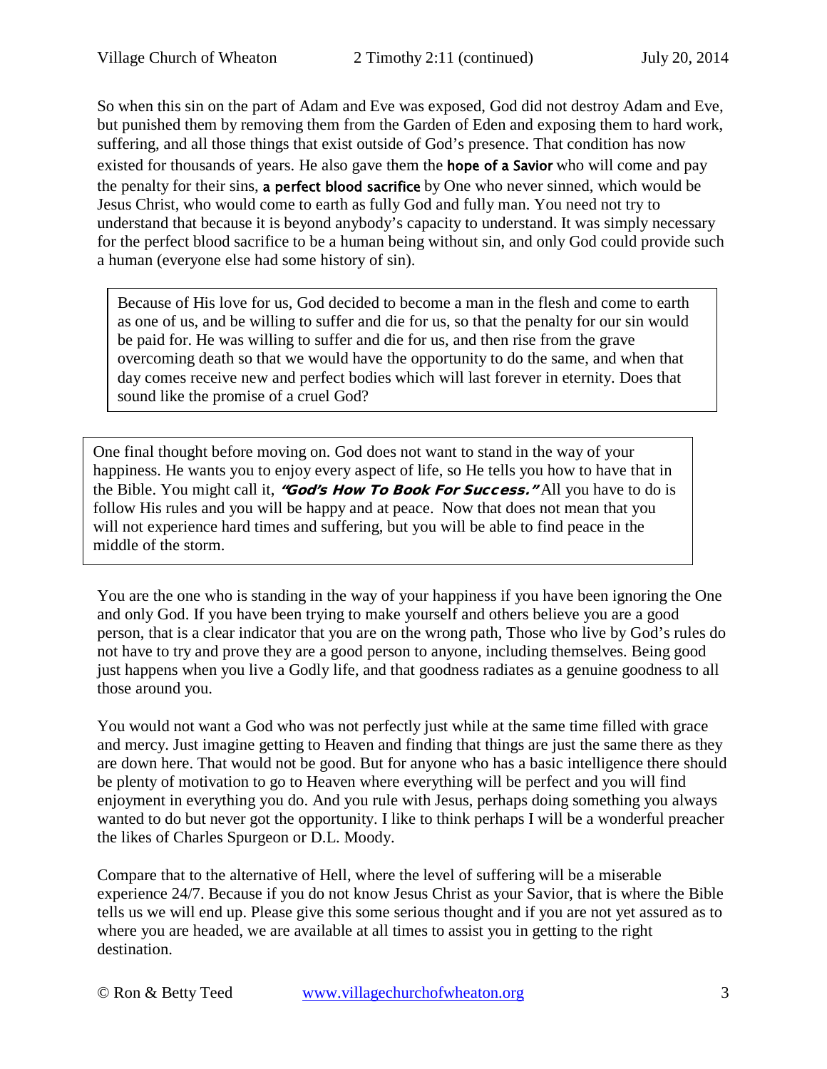So when this sin on the part of Adam and Eve was exposed, God did not destroy Adam and Eve, but punished them by removing them from the Garden of Eden and exposing them to hard work, suffering, and all those things that exist outside of God's presence. That condition has now existed for thousands of years. He also gave them the **hope of a Savior** who will come and pay the penalty for their sins, **a perfect blood sacrifice** by One who never sinned, which would be Jesus Christ, who would come to earth as fully God and fully man. You need not try to understand that because it is beyond anybody's capacity to understand. It was simply necessary for the perfect blood sacrifice to be a human being without sin, and only God could provide such a human (everyone else had some history of sin).

> Because of His love for us, God decided to become a man in the flesh and come to earth as one of us, and be willing to suffer and die for us, so that the penalty for our sin would be paid for. He was willing to suffer and die for us, and then rise from the grave overcoming death so that we would have the opportunity to do the same, and when that day comes receive new and perfect bodies which will last forever in eternity. Does that sound like the promise of a cruel God?

> One final thought before moving on. God does not want to stand in the way of your happiness. He wants you to enjoy every aspect of life, so He tells you how to have that in the Bible. You might call it, ***"God's How To Book For Success."*** All you have to do is follow His rules and you will be happy and at peace. Now that does not mean that you will not experience hard times and suffering, but you will be able to find peace in the middle of the storm.

You are the one who is standing in the way of your happiness if you have been ignoring the One and only God. If you have been trying to make yourself and others believe you are a good person, that is a clear indicator that you are on the wrong path, Those who live by God's rules do not have to try and prove they are a good person to anyone, including themselves. Being good just happens when you live a Godly life, and that goodness radiates as a genuine goodness to all those around you.

You would not want a God who was not perfectly just while at the same time filled with grace and mercy. Just imagine getting to Heaven and finding that things are just the same there as they are down here. That would not be good. But for anyone who has a basic intelligence there should be plenty of motivation to go to Heaven where everything will be perfect and you will find enjoyment in everything you do. And you rule with Jesus, perhaps doing something you always wanted to do but never got the opportunity. I like to think perhaps I will be a wonderful preacher the likes of Charles Spurgeon or D.L. Moody.

Compare that to the alternative of Hell, where the level of suffering will be a miserable experience 24/7. Because if you do not know Jesus Christ as your Savior, that is where the Bible tells us we will end up. Please give this some serious thought and if you are not yet assured as to where you are headed, we are available at all times to assist you in getting to the right destination.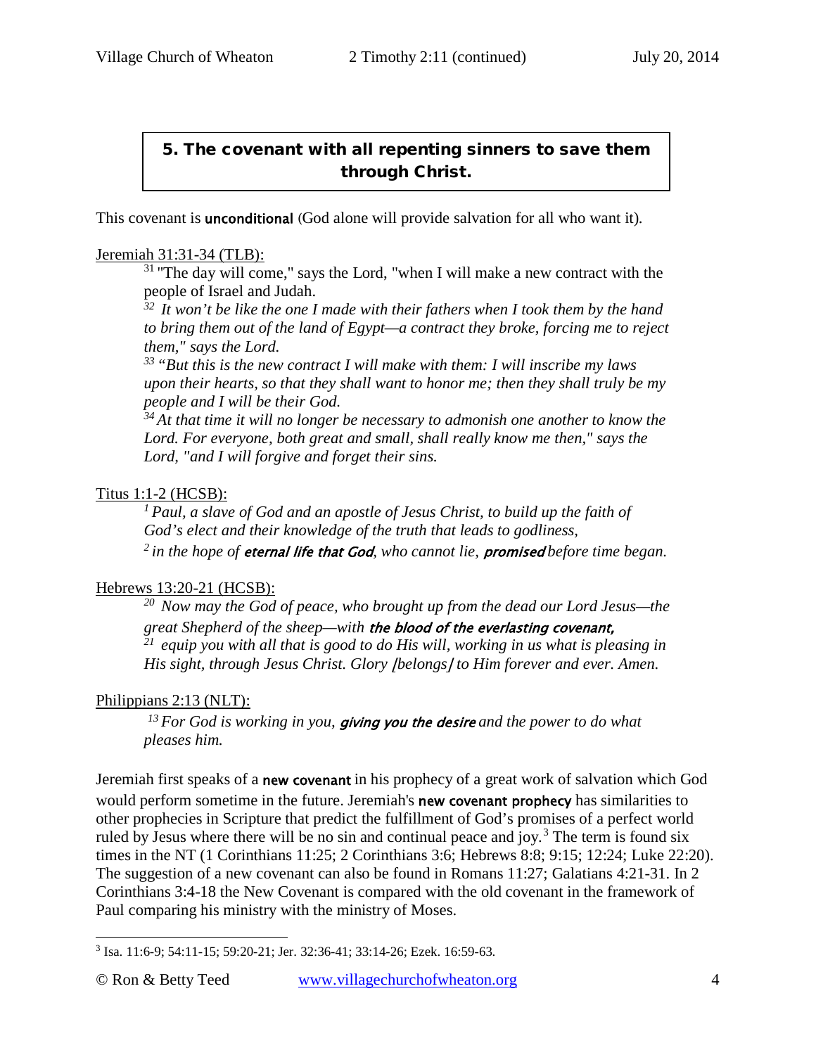## 5. The covenant with all repenting sinners to save them through Christ.

This covenant is **unconditional** (God alone will provide salvation for all who want it).

Jeremiah 31:31-34 (TLB):

> [31] "The day will come," says the Lord, "when I will make a new contract with the people of Israel and Judah.
> [32] *It won't be like the one I made with their fathers when I took them by the hand to bring them out of the land of Egypt—a contract they broke, forcing me to reject them," says the Lord.*
> [33] *"But this is the new contract I will make with them: I will inscribe my laws upon their hearts, so that they shall want to honor me; then they shall truly be my people and I will be their God.*
> [34] *At that time it will no longer be necessary to admonish one another to know the Lord. For everyone, both great and small, shall really know me then," says the Lord, "and I will forgive and forget their sins.*

Titus 1:1-2 (HCSB):

> [1] *Paul, a slave of God and an apostle of Jesus Christ, to build up the faith of God's elect and their knowledge of the truth that leads to godliness,*
> [2] *in the hope of **eternal life that God**, who cannot lie, **promised** before time began.*

Hebrews 13:20-21 (HCSB):

> [20] *Now may the God of peace, who brought up from the dead our Lord Jesus—the great Shepherd of the sheep—with **the blood of the everlasting covenant,***
> [21] *equip you with all that is good to do His will, working in us what is pleasing in His sight, through Jesus Christ. Glory [belongs] to Him forever and ever. Amen.*

Philippians 2:13 (NLT):

> [13] *For God is working in you, **giving you the desire** and the power to do what pleases him.*

Jeremiah first speaks of a **new covenant** in his prophecy of a great work of salvation which God would perform sometime in the future. Jeremiah's **new covenant prophecy** has similarities to other prophecies in Scripture that predict the fulfillment of God's promises of a perfect world ruled by Jesus where there will be no sin and continual peace and joy.[3] The term is found six times in the NT (1 Corinthians 11:25; 2 Corinthians 3:6; Hebrews 8:8; 9:15; 12:24; Luke 22:20). The suggestion of a new covenant can also be found in Romans 11:27; Galatians 4:21-31. In 2 Corinthians 3:4-18 the New Covenant is compared with the old covenant in the framework of Paul comparing his ministry with the ministry of Moses.

---

[3] Isa. 11:6-9; 54:11-15; 59:20-21; Jer. 32:36-41; 33:14-26; Ezek. 16:59-63.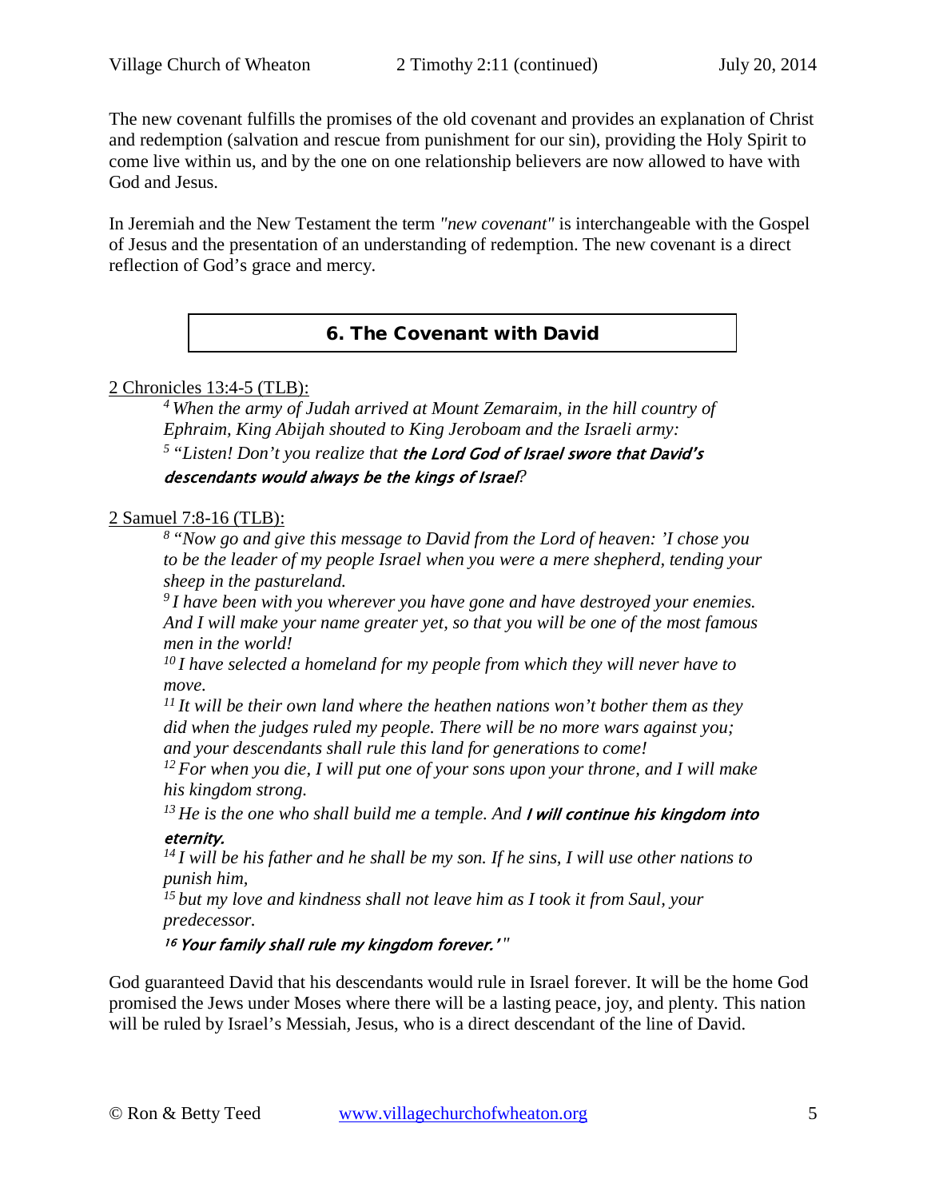The new covenant fulfills the promises of the old covenant and provides an explanation of Christ and redemption (salvation and rescue from punishment for our sin), providing the Holy Spirit to come live within us, and by the one on one relationship believers are now allowed to have with God and Jesus.

In Jeremiah and the New Testament the term *"new covenant"* is interchangeable with the Gospel of Jesus and the presentation of an understanding of redemption. The new covenant is a direct reflection of God's grace and mercy.

## 6. The Covenant with David

2 Chronicles 13:4-5 (TLB):

> [4] *When the army of Judah arrived at Mount Zemaraim, in the hill country of Ephraim, King Abijah shouted to King Jeroboam and the Israeli army:*
> [5] *"Listen! Don't you realize that* ***the Lord God of Israel swore that David's descendants would always be the kings of Israel****?*

2 Samuel 7:8-16 (TLB):

> [8] *"Now go and give this message to David from the Lord of heaven: 'I chose you to be the leader of my people Israel when you were a mere shepherd, tending your sheep in the pastureland.*
> [9] *I have been with you wherever you have gone and have destroyed your enemies. And I will make your name greater yet, so that you will be one of the most famous men in the world!*
> [10] *I have selected a homeland for my people from which they will never have to move.*
> [11] *It will be their own land where the heathen nations won't bother them as they did when the judges ruled my people. There will be no more wars against you; and your descendants shall rule this land for generations to come!*
> [12] *For when you die, I will put one of your sons upon your throne, and I will make his kingdom strong.*
> [13] *He is the one who shall build me a temple. And* ***I will continue his kingdom into eternity.***
> [14] *I will be his father and he shall be my son. If he sins, I will use other nations to punish him,*
> [15] *but my love and kindness shall not leave him as I took it from Saul, your predecessor.*
> [16] ***Your family shall rule my kingdom forever.'****"*

God guaranteed David that his descendants would rule in Israel forever. It will be the home God promised the Jews under Moses where there will be a lasting peace, joy, and plenty. This nation will be ruled by Israel's Messiah, Jesus, who is a direct descendant of the line of David.